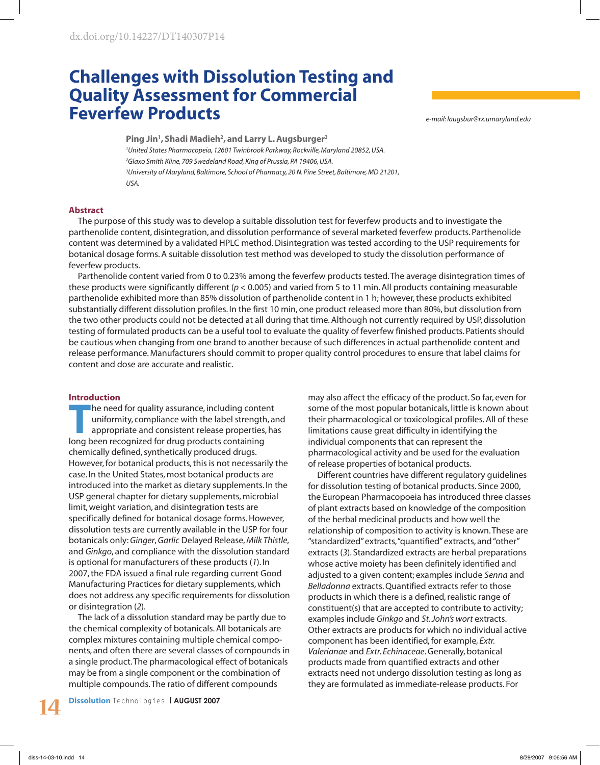dx.doi.org/10.14227/DT140307P14

# Challenges with Dissolution Testing and Quality Assessment for Commercial Feverfew Products

*e-mail: laugsbur@rx.umaryland.edu*

**Ping Jin[1], Shadi Madieh[2], and Larry L. Augsburger[3]**

*[1]United States Pharmacopeia, 12601 Twinbrook Parkway, Rockville, Maryland 20852, USA.*
*[2]Glaxo Smith Kline, 709 Swedeland Road, King of Prussia, PA 19406, USA.*
*[3]University of Maryland, Baltimore, School of Pharmacy, 20 N. Pine Street, Baltimore, MD 21201, USA.*

## Abstract

The purpose of this study was to develop a suitable dissolution test for feverfew products and to investigate the parthenolide content, disintegration, and dissolution performance of several marketed feverfew products. Parthenolide content was determined by a validated HPLC method. Disintegration was tested according to the USP requirements for botanical dosage forms. A suitable dissolution test method was developed to study the dissolution performance of feverfew products.

Parthenolide content varied from 0 to 0.23% among the feverfew products tested. The average disintegration times of these products were significantly different ($p < 0.005$) and varied from 5 to 11 min. All products containing measurable parthenolide exhibited more than 85% dissolution of parthenolide content in 1 h; however, these products exhibited substantially different dissolution profiles. In the first 10 min, one product released more than 80%, but dissolution from the two other products could not be detected at all during that time. Although not currently required by USP, dissolution testing of formulated products can be a useful tool to evaluate the quality of feverfew finished products. Patients should be cautious when changing from one brand to another because of such differences in actual parthenolide content and release performance. Manufacturers should commit to proper quality control procedures to ensure that label claims for content and dose are accurate and realistic.

## Introduction

The need for quality assurance, including content uniformity, compliance with the label strength, and appropriate and consistent release properties, has long been recognized for drug products containing chemically defined, synthetically produced drugs. However, for botanical products, this is not necessarily the case. In the United States, most botanical products are introduced into the market as dietary supplements. In the USP general chapter for dietary supplements, microbial limit, weight variation, and disintegration tests are specifically defined for botanical dosage forms. However, dissolution tests are currently available in the USP for four botanicals only: *Ginger*, *Garlic* Delayed Release, *Milk Thistle*, and *Ginkgo*, and compliance with the dissolution standard is optional for manufacturers of these products (*1*). In 2007, the FDA issued a final rule regarding current Good Manufacturing Practices for dietary supplements, which does not address any specific requirements for dissolution or disintegration (*2*).

The lack of a dissolution standard may be partly due to the chemical complexity of botanicals. All botanicals are complex mixtures containing multiple chemical components, and often there are several classes of compounds in a single product. The pharmacological effect of botanicals may be from a single component or the combination of multiple compounds. The ratio of different compounds may also affect the efficacy of the product. So far, even for some of the most popular botanicals, little is known about their pharmacological or toxicological profiles. All of these limitations cause great difficulty in identifying the individual components that can represent the pharmacological activity and be used for the evaluation of release properties of botanical products.

Different countries have different regulatory guidelines for dissolution testing of botanical products. Since 2000, the European Pharmacopoeia has introduced three classes of plant extracts based on knowledge of the composition of the herbal medicinal products and how well the relationship of composition to activity is known. These are "standardized" extracts, "quantified" extracts, and "other" extracts (*3*). Standardized extracts are herbal preparations whose active moiety has been definitely identified and adjusted to a given content; examples include *Senna* and *Belladonna* extracts. Quantified extracts refer to those products in which there is a defined, realistic range of constituent(s) that are accepted to contribute to activity; examples include *Ginkgo* and *St. John's wort* extracts. Other extracts are products for which no individual active component has been identified, for example, *Extr. Valerianae* and *Extr. Echinaceae*. Generally, botanical products made from quantified extracts and other extracts need not undergo dissolution testing as long as they are formulated as immediate-release products. For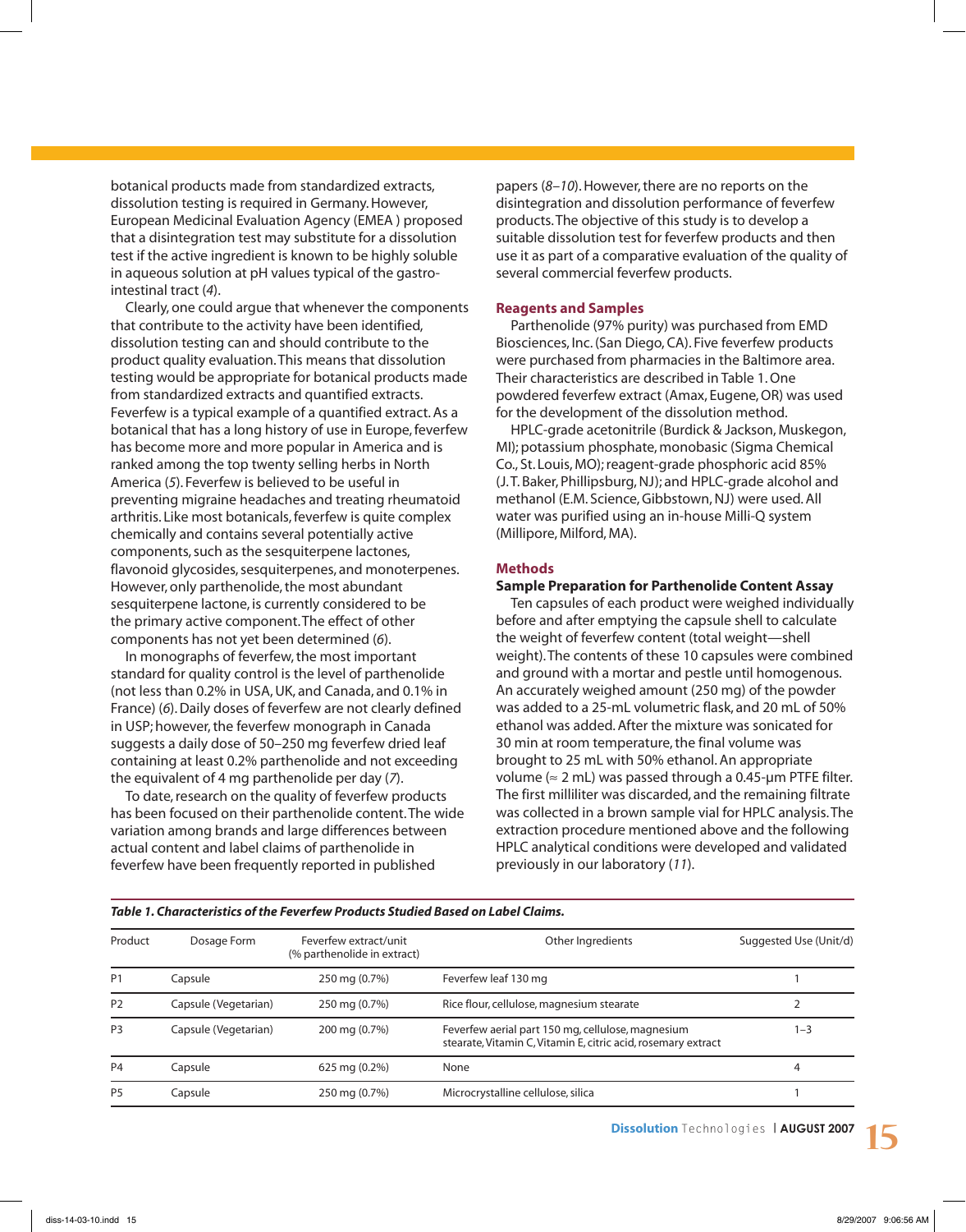botanical products made from standardized extracts, dissolution testing is required in Germany. However, European Medicinal Evaluation Agency (EMEA ) proposed that a disintegration test may substitute for a dissolution test if the active ingredient is known to be highly soluble in aqueous solution at pH values typical of the gastro-intestinal tract (*4*).

Clearly, one could argue that whenever the components that contribute to the activity have been identified, dissolution testing can and should contribute to the product quality evaluation. This means that dissolution testing would be appropriate for botanical products made from standardized extracts and quantified extracts. Feverfew is a typical example of a quantified extract. As a botanical that has a long history of use in Europe, feverfew has become more and more popular in America and is ranked among the top twenty selling herbs in North America (*5*). Feverfew is believed to be useful in preventing migraine headaches and treating rheumatoid arthritis. Like most botanicals, feverfew is quite complex chemically and contains several potentially active components, such as the sesquiterpene lactones, flavonoid glycosides, sesquiterpenes, and monoterpenes. However, only parthenolide, the most abundant sesquiterpene lactone, is currently considered to be the primary active component. The effect of other components has not yet been determined (*6*).

In monographs of feverfew, the most important standard for quality control is the level of parthenolide (not less than 0.2% in USA, UK, and Canada, and 0.1% in France) (*6*). Daily doses of feverfew are not clearly defined in USP; however, the feverfew monograph in Canada suggests a daily dose of 50–250 mg feverfew dried leaf containing at least 0.2% parthenolide and not exceeding the equivalent of 4 mg parthenolide per day (*7*).

To date, research on the quality of feverfew products has been focused on their parthenolide content. The wide variation among brands and large differences between actual content and label claims of parthenolide in feverfew have been frequently reported in published papers (*8–10*). However, there are no reports on the disintegration and dissolution performance of feverfew products. The objective of this study is to develop a suitable dissolution test for feverfew products and then use it as part of a comparative evaluation of the quality of several commercial feverfew products.

## Reagents and Samples

Parthenolide (97% purity) was purchased from EMD Biosciences, Inc. (San Diego, CA). Five feverfew products were purchased from pharmacies in the Baltimore area. Their characteristics are described in Table 1. One powdered feverfew extract (Amax, Eugene, OR) was used for the development of the dissolution method.

HPLC-grade acetonitrile (Burdick & Jackson, Muskegon, MI); potassium phosphate, monobasic (Sigma Chemical Co., St. Louis, MO); reagent-grade phosphoric acid 85% (J.T. Baker, Phillipsburg, NJ); and HPLC-grade alcohol and methanol (E.M. Science, Gibbstown, NJ) were used. All water was purified using an in-house Milli-Q system (Millipore, Milford, MA).

## Methods

### Sample Preparation for Parthenolide Content Assay

Ten capsules of each product were weighed individually before and after emptying the capsule shell to calculate the weight of feverfew content (total weight—shell weight). The contents of these 10 capsules were combined and ground with a mortar and pestle until homogenous. An accurately weighed amount (250 mg) of the powder was added to a 25-mL volumetric flask, and 20 mL of 50% ethanol was added. After the mixture was sonicated for 30 min at room temperature, the final volume was brought to 25 mL with 50% ethanol. An appropriate volume (≈ 2 mL) was passed through a 0.45-µm PTFE filter. The first milliliter was discarded, and the remaining filtrate was collected in a brown sample vial for HPLC analysis. The extraction procedure mentioned above and the following HPLC analytical conditions were developed and validated previously in our laboratory (*11*).

***Table 1. Characteristics of the Feverfew Products Studied Based on Label Claims.***

| Product | Dosage Form | Feverfew extract/unit (% parthenolide in extract) | Other Ingredients | Suggested Use (Unit/d) |
|---|---|---|---|---|
| P1 | Capsule | 250 mg (0.7%) | Feverfew leaf 130 mg | 1 |
| P2 | Capsule (Vegetarian) | 250 mg (0.7%) | Rice flour, cellulose, magnesium stearate | 2 |
| P3 | Capsule (Vegetarian) | 200 mg (0.7%) | Feverfew aerial part 150 mg, cellulose, magnesium stearate, Vitamin C, Vitamin E, citric acid, rosemary extract | 1–3 |
| P4 | Capsule | 625 mg (0.2%) | None | 4 |
| P5 | Capsule | 250 mg (0.7%) | Microcrystalline cellulose, silica | 1 |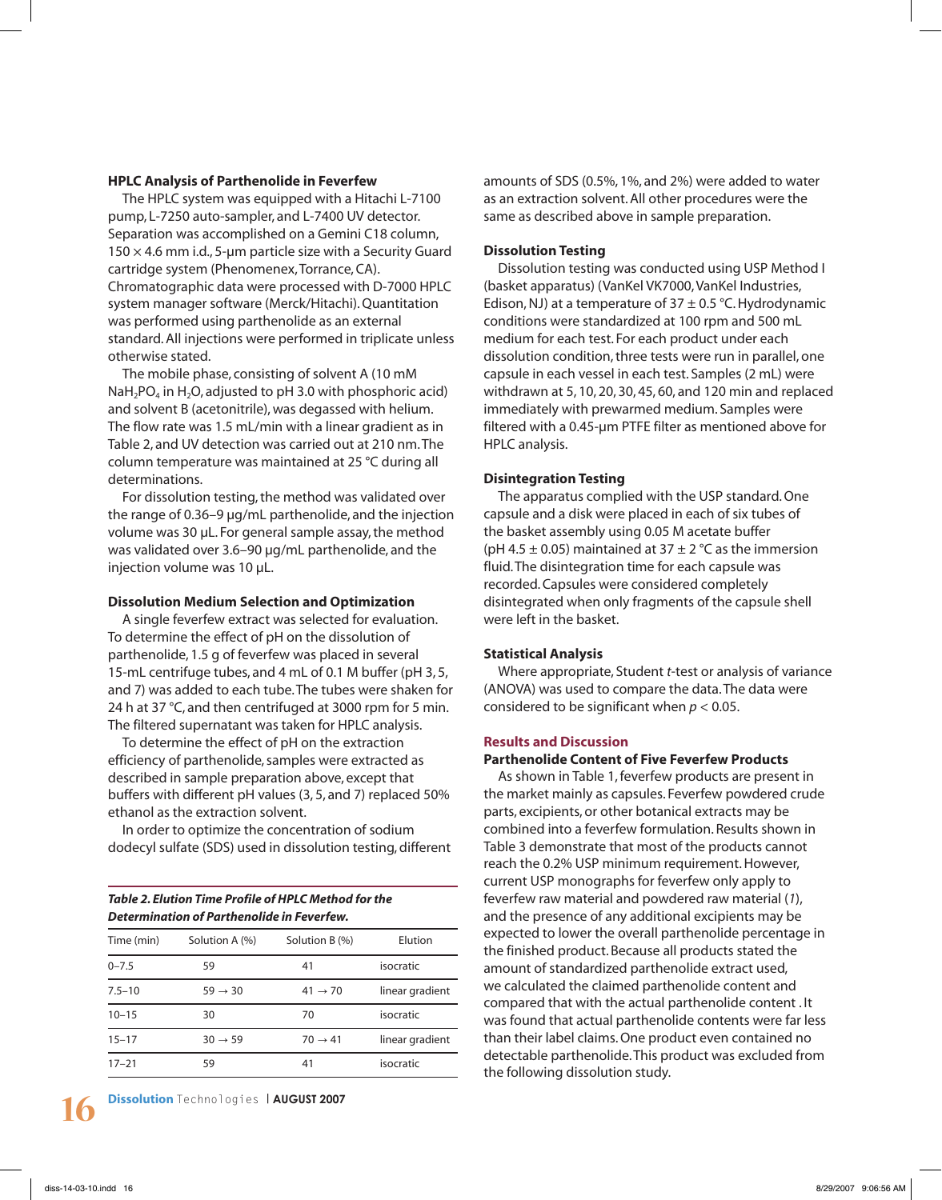### HPLC Analysis of Parthenolide in Feverfew

The HPLC system was equipped with a Hitachi L-7100 pump, L-7250 auto-sampler, and L-7400 UV detector. Separation was accomplished on a Gemini C18 column, 150 × 4.6 mm i.d., 5-µm particle size with a Security Guard cartridge system (Phenomenex, Torrance, CA). Chromatographic data were processed with D-7000 HPLC system manager software (Merck/Hitachi). Quantitation was performed using parthenolide as an external standard. All injections were performed in triplicate unless otherwise stated.

The mobile phase, consisting of solvent A (10 mM $NaH_2PO_4$ in $H_2O$, adjusted to pH 3.0 with phosphoric acid) and solvent B (acetonitrile), was degassed with helium. The flow rate was 1.5 mL/min with a linear gradient as in Table 2, and UV detection was carried out at 210 nm. The column temperature was maintained at 25 °C during all determinations.

For dissolution testing, the method was validated over the range of 0.36–9 µg/mL parthenolide, and the injection volume was 30 µL. For general sample assay, the method was validated over 3.6–90 µg/mL parthenolide, and the injection volume was 10 µL.

### Dissolution Medium Selection and Optimization

A single feverfew extract was selected for evaluation. To determine the effect of pH on the dissolution of parthenolide, 1.5 g of feverfew was placed in several 15-mL centrifuge tubes, and 4 mL of 0.1 M buffer (pH 3, 5, and 7) was added to each tube. The tubes were shaken for 24 h at 37 °C, and then centrifuged at 3000 rpm for 5 min. The filtered supernatant was taken for HPLC analysis.

To determine the effect of pH on the extraction efficiency of parthenolide, samples were extracted as described in sample preparation above, except that buffers with different pH values (3, 5, and 7) replaced 50% ethanol as the extraction solvent.

In order to optimize the concentration of sodium dodecyl sulfate (SDS) used in dissolution testing, different amounts of SDS (0.5%, 1%, and 2%) were added to water as an extraction solvent. All other procedures were the same as described above in sample preparation.

***Table 2. Elution Time Profile of HPLC Method for the Determination of Parthenolide in Feverfew.***

| Time (min) | Solution A (%) | Solution B (%) | Elution |
|---|---|---|---|
| 0–7.5 | 59 | 41 | isocratic |
| 7.5–10 | 59 → 30 | 41 → 70 | linear gradient |
| 10–15 | 30 | 70 | isocratic |
| 15–17 | 30 → 59 | 70 → 41 | linear gradient |
| 17–21 | 59 | 41 | isocratic |

### Dissolution Testing

Dissolution testing was conducted using USP Method I (basket apparatus) (VanKel VK7000, VanKel Industries, Edison, NJ) at a temperature of 37 ± 0.5 °C. Hydrodynamic conditions were standardized at 100 rpm and 500 mL medium for each test. For each product under each dissolution condition, three tests were run in parallel, one capsule in each vessel in each test. Samples (2 mL) were withdrawn at 5, 10, 20, 30, 45, 60, and 120 min and replaced immediately with prewarmed medium. Samples were filtered with a 0.45-µm PTFE filter as mentioned above for HPLC analysis.

### Disintegration Testing

The apparatus complied with the USP standard. One capsule and a disk were placed in each of six tubes of the basket assembly using 0.05 M acetate buffer (pH 4.5 ± 0.05) maintained at 37 ± 2 °C as the immersion fluid. The disintegration time for each capsule was recorded. Capsules were considered completely disintegrated when only fragments of the capsule shell were left in the basket.

### Statistical Analysis

Where appropriate, Student *t*-test or analysis of variance (ANOVA) was used to compare the data. The data were considered to be significant when $p < 0.05$.

## Results and Discussion

### Parthenolide Content of Five Feverfew Products

As shown in Table 1, feverfew products are present in the market mainly as capsules. Feverfew powdered crude parts, excipients, or other botanical extracts may be combined into a feverfew formulation. Results shown in Table 3 demonstrate that most of the products cannot reach the 0.2% USP minimum requirement. However, current USP monographs for feverfew only apply to feverfew raw material and powdered raw material (*1*), and the presence of any additional excipients may be expected to lower the overall parthenolide percentage in the finished product. Because all products stated the amount of standardized parthenolide extract used, we calculated the claimed parthenolide content and compared that with the actual parthenolide content . It was found that actual parthenolide contents were far less than their label claims. One product even contained no detectable parthenolide. This product was excluded from the following dissolution study.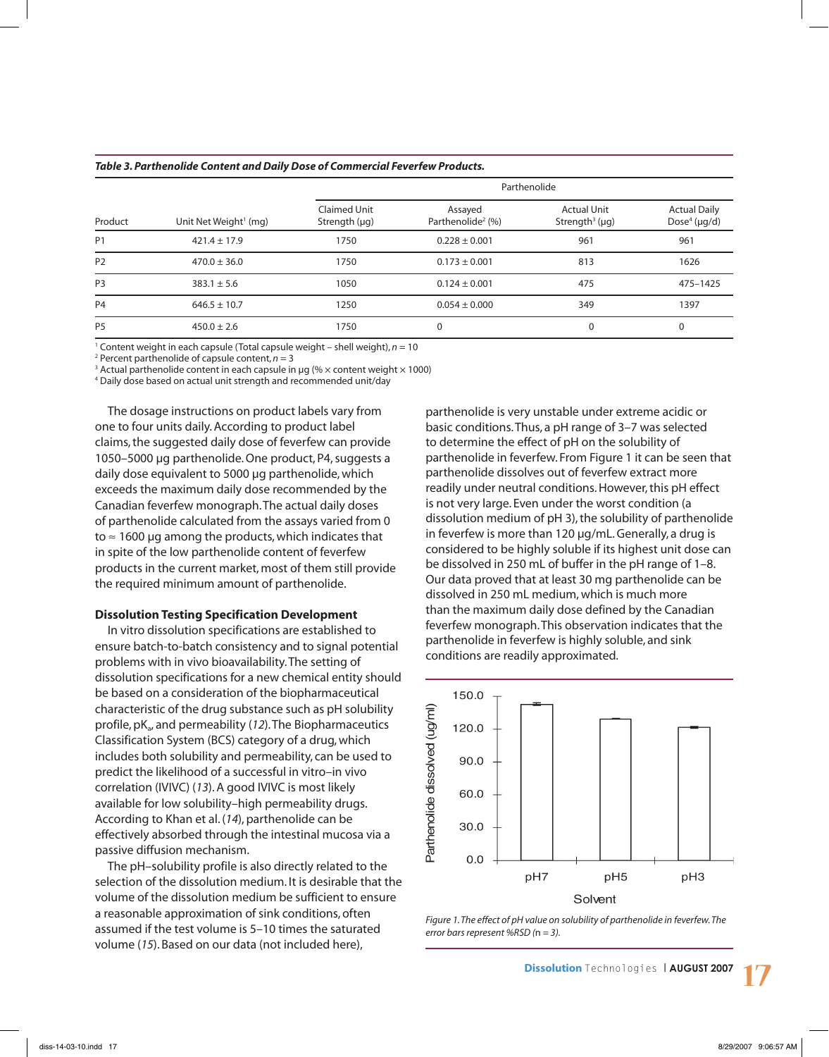***Table 3. Parthenolide Content and Daily Dose of Commercial Feverfew Products.***

| Product | Unit Net Weight[1] (mg) | Parthenolide | | | |
|---|---|---|---|---|---|
| | | Claimed Unit Strength (µg) | Assayed Parthenolide[2] (%) | Actual Unit Strength[3] (µg) | Actual Daily Dose[4] (µg/d) |
| P1 | 421.4 ± 17.9 | 1750 | 0.228 ± 0.001 | 961 | 961 |
| P2 | 470.0 ± 36.0 | 1750 | 0.173 ± 0.001 | 813 | 1626 |
| P3 | 383.1 ± 5.6 | 1050 | 0.124 ± 0.001 | 475 | 475–1425 |
| P4 | 646.5 ± 10.7 | 1250 | 0.054 ± 0.000 | 349 | 1397 |
| P5 | 450.0 ± 2.6 | 1750 | 0 | 0 | 0 |

[1] Content weight in each capsule (Total capsule weight – shell weight), $n = 10$
[2] Percent parthenolide of capsule content, $n = 3$
[3] Actual parthenolide content in each capsule in µg (% × content weight × 1000)
[4] Daily dose based on actual unit strength and recommended unit/day

The dosage instructions on product labels vary from one to four units daily. According to product label claims, the suggested daily dose of feverfew can provide 1050–5000 µg parthenolide. One product, P4, suggests a daily dose equivalent to 5000 µg parthenolide, which exceeds the maximum daily dose recommended by the Canadian feverfew monograph. The actual daily doses of parthenolide calculated from the assays varied from 0 to ≈ 1600 µg among the products, which indicates that in spite of the low parthenolide content of feverfew products in the current market, most of them still provide the required minimum amount of parthenolide.

**Dissolution Testing Specification Development**

In vitro dissolution specifications are established to ensure batch-to-batch consistency and to signal potential problems with in vivo bioavailability. The setting of dissolution specifications for a new chemical entity should be based on a consideration of the biopharmaceutical characteristic of the drug substance such as pH solubility profile, $pK_a$, and permeability (*12*). The Biopharmaceutics Classification System (BCS) category of a drug, which includes both solubility and permeability, can be used to predict the likelihood of a successful in vitro–in vivo correlation (IVIVC) (*13*). A good IVIVC is most likely available for low solubility–high permeability drugs. According to Khan et al. (*14*), parthenolide can be effectively absorbed through the intestinal mucosa via a passive diffusion mechanism.

The pH–solubility profile is also directly related to the selection of the dissolution medium. It is desirable that the volume of the dissolution medium be sufficient to ensure a reasonable approximation of sink conditions, often assumed if the test volume is 5–10 times the saturated volume (*15*). Based on our data (not included here), parthenolide is very unstable under extreme acidic or basic conditions. Thus, a pH range of 3–7 was selected to determine the effect of pH on the solubility of parthenolide in feverfew. From Figure 1 it can be seen that parthenolide dissolves out of feverfew extract more readily under neutral conditions. However, this pH effect is not very large. Even under the worst condition (a dissolution medium of pH 3), the solubility of parthenolide in feverfew is more than 120 µg/mL. Generally, a drug is considered to be highly soluble if its highest unit dose can be dissolved in 250 mL of buffer in the pH range of 1–8. Our data proved that at least 30 mg parthenolide can be dissolved in 250 mL medium, which is much more than the maximum daily dose defined by the Canadian feverfew monograph. This observation indicates that the parthenolide in feverfew is highly soluble, and sink conditions are readily approximated.

*Figure 1. The effect of pH value on solubility of parthenolide in feverfew. The error bars represent %RSD (n = 3).*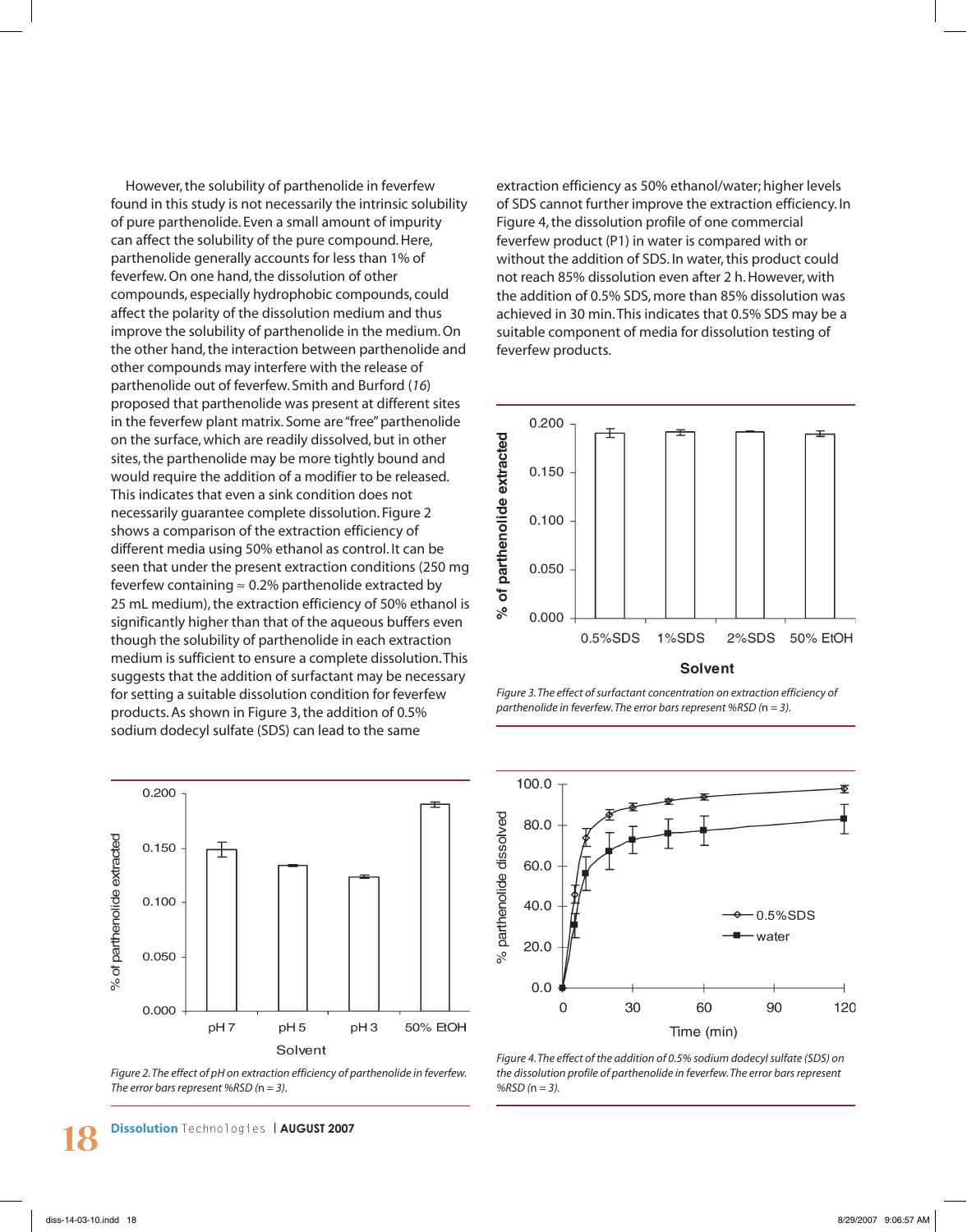However, the solubility of parthenolide in feverfew found in this study is not necessarily the intrinsic solubility of pure parthenolide. Even a small amount of impurity can affect the solubility of the pure compound. Here, parthenolide generally accounts for less than 1% of feverfew. On one hand, the dissolution of other compounds, especially hydrophobic compounds, could affect the polarity of the dissolution medium and thus improve the solubility of parthenolide in the medium. On the other hand, the interaction between parthenolide and other compounds may interfere with the release of parthenolide out of feverfew. Smith and Burford (*16*) proposed that parthenolide was present at different sites in the feverfew plant matrix. Some are "free" parthenolide on the surface, which are readily dissolved, but in other sites, the parthenolide may be more tightly bound and would require the addition of a modifier to be released. This indicates that even a sink condition does not necessarily guarantee complete dissolution. Figure 2 shows a comparison of the extraction efficiency of different media using 50% ethanol as control. It can be seen that under the present extraction conditions (250 mg feverfew containing ≈ 0.2% parthenolide extracted by 25 mL medium), the extraction efficiency of 50% ethanol is significantly higher than that of the aqueous buffers even though the solubility of parthenolide in each extraction medium is sufficient to ensure a complete dissolution. This suggests that the addition of surfactant may be necessary for setting a suitable dissolution condition for feverfew products. As shown in Figure 3, the addition of 0.5% sodium dodecyl sulfate (SDS) can lead to the same extraction efficiency as 50% ethanol/water; higher levels of SDS cannot further improve the extraction efficiency. In Figure 4, the dissolution profile of one commercial feverfew product (P1) in water is compared with or without the addition of SDS. In water, this product could not reach 85% dissolution even after 2 h. However, with the addition of 0.5% SDS, more than 85% dissolution was achieved in 30 min. This indicates that 0.5% SDS may be a suitable component of media for dissolution testing of feverfew products.

*Figure 3. The effect of surfactant concentration on extraction efficiency of parthenolide in feverfew. The error bars represent %RSD (n = 3).*

*Figure 2. The effect of pH on extraction efficiency of parthenolide in feverfew. The error bars represent %RSD (n = 3).*

*Figure 4. The effect of the addition of 0.5% sodium dodecyl sulfate (SDS) on the dissolution profile of parthenolide in feverfew. The error bars represent %RSD (n = 3).*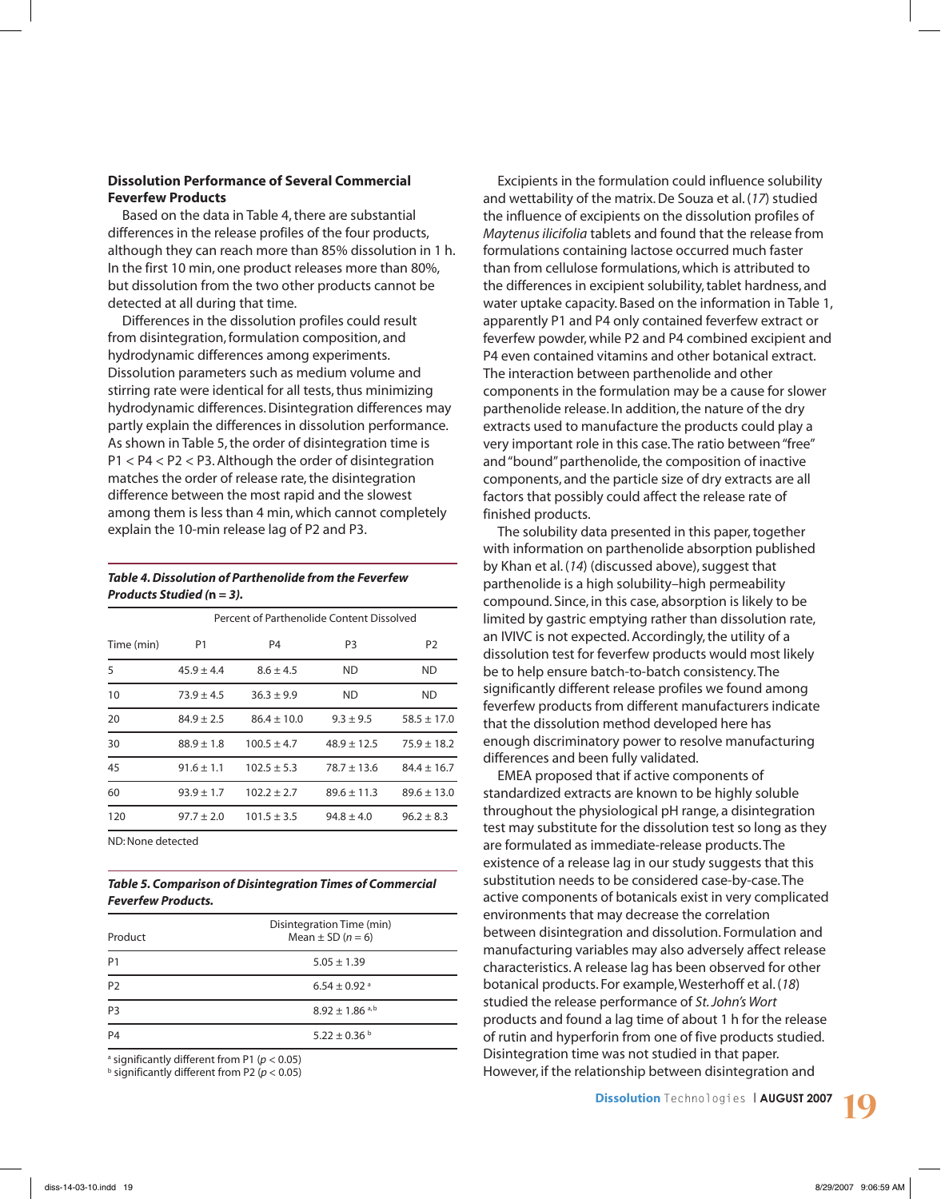### Dissolution Performance of Several Commercial Feverfew Products

Based on the data in Table 4, there are substantial differences in the release profiles of the four products, although they can reach more than 85% dissolution in 1 h. In the first 10 min, one product releases more than 80%, but dissolution from the two other products cannot be detected at all during that time.

Differences in the dissolution profiles could result from disintegration, formulation composition, and hydrodynamic differences among experiments. Dissolution parameters such as medium volume and stirring rate were identical for all tests, thus minimizing hydrodynamic differences. Disintegration differences may partly explain the differences in dissolution performance. As shown in Table 5, the order of disintegration time is P1 < P4 < P2 < P3. Although the order of disintegration matches the order of release rate, the disintegration difference between the most rapid and the slowest among them is less than 4 min, which cannot completely explain the 10-min release lag of P2 and P3.

***Table 4. Dissolution of Parthenolide from the Feverfew Products Studied (n = 3).***

| | Percent of Parthenolide Content Dissolved | | | |
|---|---|---|---|---|
| Time (min) | P1 | P4 | P3 | P2 |
| 5 | 45.9 ± 4.4 | 8.6 ± 4.5 | ND | ND |
| 10 | 73.9 ± 4.5 | 36.3 ± 9.9 | ND | ND |
| 20 | 84.9 ± 2.5 | 86.4 ± 10.0 | 9.3 ± 9.5 | 58.5 ± 17.0 |
| 30 | 88.9 ± 1.8 | 100.5 ± 4.7 | 48.9 ± 12.5 | 75.9 ± 18.2 |
| 45 | 91.6 ± 1.1 | 102.5 ± 5.3 | 78.7 ± 13.6 | 84.4 ± 16.7 |
| 60 | 93.9 ± 1.7 | 102.2 ± 2.7 | 89.6 ± 11.3 | 89.6 ± 13.0 |
| 120 | 97.7 ± 2.0 | 101.5 ± 3.5 | 94.8 ± 4.0 | 96.2 ± 8.3 |

ND: None detected

***Table 5. Comparison of Disintegration Times of Commercial Feverfew Products.***

| Product | Disintegration Time (min) Mean ± SD (*n* = 6) |
|---|---|
| P1 | 5.05 ± 1.39 |
| P2 | 6.54 ± 0.92 [a] |
| P3 | 8.92 ± 1.86 [a,b] |
| P4 | 5.22 ± 0.36 [b] |

[a] significantly different from P1 ($p < 0.05$)
[b] significantly different from P2 ($p < 0.05$)

Excipients in the formulation could influence solubility and wettability of the matrix. De Souza et al. (*17*) studied the influence of excipients on the dissolution profiles of *Maytenus ilicifolia* tablets and found that the release from formulations containing lactose occurred much faster than from cellulose formulations, which is attributed to the differences in excipient solubility, tablet hardness, and water uptake capacity. Based on the information in Table 1, apparently P1 and P4 only contained feverfew extract or feverfew powder, while P2 and P4 combined excipient and P4 even contained vitamins and other botanical extract. The interaction between parthenolide and other components in the formulation may be a cause for slower parthenolide release. In addition, the nature of the dry extracts used to manufacture the products could play a very important role in this case. The ratio between "free" and "bound" parthenolide, the composition of inactive components, and the particle size of dry extracts are all factors that possibly could affect the release rate of finished products.

The solubility data presented in this paper, together with information on parthenolide absorption published by Khan et al. (*14*) (discussed above), suggest that parthenolide is a high solubility–high permeability compound. Since, in this case, absorption is likely to be limited by gastric emptying rather than dissolution rate, an IVIVC is not expected. Accordingly, the utility of a dissolution test for feverfew products would most likely be to help ensure batch-to-batch consistency. The significantly different release profiles we found among feverfew products from different manufacturers indicate that the dissolution method developed here has enough discriminatory power to resolve manufacturing differences and been fully validated.

EMEA proposed that if active components of standardized extracts are known to be highly soluble throughout the physiological pH range, a disintegration test may substitute for the dissolution test so long as they are formulated as immediate-release products. The existence of a release lag in our study suggests that this substitution needs to be considered case-by-case. The active components of botanicals exist in very complicated environments that may decrease the correlation between disintegration and dissolution. Formulation and manufacturing variables may also adversely affect release characteristics. A release lag has been observed for other botanical products. For example, Westerhoff et al. (*18*) studied the release performance of *St. John's Wort* products and found a lag time of about 1 h for the release of rutin and hyperforin from one of five products studied. Disintegration time was not studied in that paper. However, if the relationship between disintegration and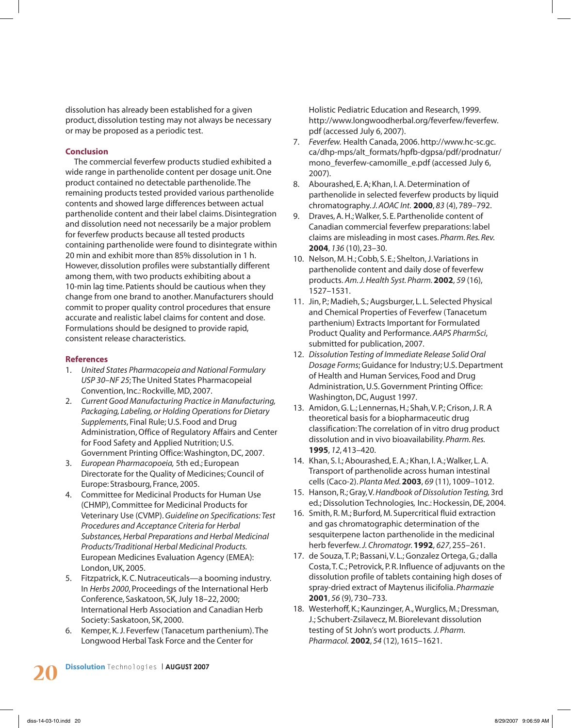dissolution has already been established for a given product, dissolution testing may not always be necessary or may be proposed as a periodic test.

## Conclusion

The commercial feverfew products studied exhibited a wide range in parthenolide content per dosage unit. One product contained no detectable parthenolide. The remaining products tested provided various parthenolide contents and showed large differences between actual parthenolide content and their label claims. Disintegration and dissolution need not necessarily be a major problem for feverfew products because all tested products containing parthenolide were found to disintegrate within 20 min and exhibit more than 85% dissolution in 1 h. However, dissolution profiles were substantially different among them, with two products exhibiting about a 10-min lag time. Patients should be cautious when they change from one brand to another. Manufacturers should commit to proper quality control procedures that ensure accurate and realistic label claims for content and dose. Formulations should be designed to provide rapid, consistent release characteristics.

## References

1. *United States Pharmacopeia and National Formulary USP 30–NF 25*; The United States Pharmacopeial Convention, Inc.: Rockville, MD, 2007.
2. *Current Good Manufacturing Practice in Manufacturing, Packaging, Labeling, or Holding Operations for Dietary Supplements*, Final Rule; U.S. Food and Drug Administration, Office of Regulatory Affairs and Center for Food Safety and Applied Nutrition; U.S. Government Printing Office: Washington, DC, 2007.
3. *European Pharmacopoeia,* 5th ed.; European Directorate for the Quality of Medicines; Council of Europe: Strasbourg, France, 2005.
4. Committee for Medicinal Products for Human Use (CHMP), Committee for Medicinal Products for Veterinary Use (CVMP). *Guideline on Specifications: Test Procedures and Acceptance Criteria for Herbal Substances, Herbal Preparations and Herbal Medicinal Products/Traditional Herbal Medicinal Products.* European Medicines Evaluation Agency (EMEA): London, UK, 2005.
5. Fitzpatrick, K. C. Nutraceuticals—a booming industry. In *Herbs 2000*, Proceedings of the International Herb Conference, Saskatoon, SK, July 18–22, 2000; International Herb Association and Canadian Herb Society: Saskatoon, SK, 2000.
6. Kemper, K. J. Feverfew (Tanacetum parthenium). The Longwood Herbal Task Force and the Center for Holistic Pediatric Education and Research, 1999. http://www.longwoodherbal.org/feverfew/feverfew.pdf (accessed July 6, 2007).
7. *Feverfew.* Health Canada, 2006. http://www.hc-sc.gc.ca/dhp-mps/alt_formats/hpfb-dgpsa/pdf/prodnatur/mono_feverfew-camomille_e.pdf (accessed July 6, 2007).
8. Abourashed, E. A; Khan, I. A. Determination of parthenolide in selected feverfew products by liquid chromatography. *J. AOAC Int.* **2000**, *83* (4), 789–792.
9. Draves, A. H.; Walker, S. E. Parthenolide content of Canadian commercial feverfew preparations: label claims are misleading in most cases. *Pharm. Res. Rev.* **2004**, *136* (10), 23–30.
10. Nelson, M. H.; Cobb, S. E.; Shelton, J. Variations in parthenolide content and daily dose of feverfew products. *Am. J. Health Syst. Pharm.* **2002**, *59* (16), 1527–1531.
11. Jin, P.; Madieh, S.; Augsburger, L. L. Selected Physical and Chemical Properties of Feverfew (Tanacetum parthenium) Extracts Important for Formulated Product Quality and Performance. *AAPS PharmSci*, submitted for publication, 2007.
12. *Dissolution Testing of Immediate Release Solid Oral Dosage Forms*; Guidance for Industry; U.S. Department of Health and Human Services, Food and Drug Administration, U.S. Government Printing Office: Washington, DC, August 1997.
13. Amidon, G. L.; Lennernas, H.; Shah, V. P.; Crison, J. R. A theoretical basis for a biopharmaceutic drug classification: The correlation of in vitro drug product dissolution and in vivo bioavailability. *Pharm. Res.* **1995**, *12*, 413–420.
14. Khan, S. I.; Abourashed, E. A.; Khan, I. A.; Walker, L. A. Transport of parthenolide across human intestinal cells (Caco-2). *Planta Med.* **2003**, *69* (11), 1009–1012.
15. Hanson, R.; Gray, V. *Handbook of Dissolution Testing,* 3rd ed.; Dissolution Technologies*,* Inc.: Hockessin, DE, 2004.
16. Smith, R. M.; Burford, M. Supercritical fluid extraction and gas chromatographic determination of the sesquiterpene lacton parthenolide in the medicinal herb feverfew. *J. Chromatogr.* **1992**, *627*, 255–261.
17. de Souza, T. P.; Bassani, V. L.; Gonzalez Ortega, G.; dalla Costa, T. C.; Petrovick, P. R. Influence of adjuvants on the dissolution profile of tablets containing high doses of spray-dried extract of Maytenus ilicifolia. *Pharmazie* **2001**, *56* (9), 730–733.
18. Westerhoff, K.; Kaunzinger, A., Wurglics, M.; Dressman, J.; Schubert-Zsilavecz, M. Biorelevant dissolution testing of St John's wort products. *J. Pharm. Pharmacol.* **2002**, *54* (12), 1615–1621.